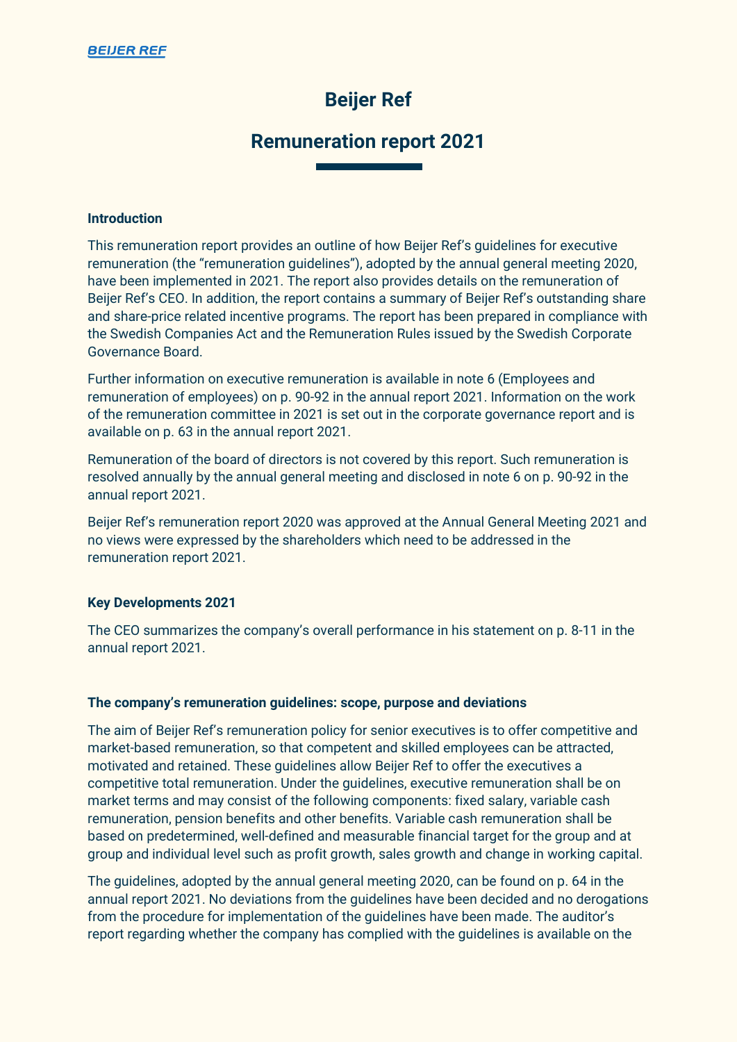# Beijer Ref

## Remuneration report 2021

### Introduction

This remuneration report provides an outline of how Beijer Ref's guidelines for executive remuneration (the "remuneration guidelines"), adopted by the annual general meeting 2020, have been implemented in 2021. The report also provides details on the remuneration of Beijer Ref's CEO. In addition, the report contains a summary of Beijer Ref's outstanding share and share-price related incentive programs. The report has been prepared in compliance with the Swedish Companies Act and the Remuneration Rules issued by the Swedish Corporate Governance Board.

Further information on executive remuneration is available in note 6 (Employees and remuneration of employees) on p. 90-92 in the annual report 2021. Information on the work of the remuneration committee in 2021 is set out in the corporate governance report and is available on p. 63 in the annual report 2021.

Remuneration of the board of directors is not covered by this report. Such remuneration is resolved annually by the annual general meeting and disclosed in note 6 on p. 90-92 in the annual report 2021.

Beijer Ref's remuneration report 2020 was approved at the Annual General Meeting 2021 and no views were expressed by the shareholders which need to be addressed in the remuneration report 2021.

### Key Developments 2021

The CEO summarizes the company's overall performance in his statement on p. 8-11 in the annual report 2021.

### The company's remuneration guidelines: scope, purpose and deviations

The aim of Beijer Ref's remuneration policy for senior executives is to offer competitive and market-based remuneration, so that competent and skilled employees can be attracted, motivated and retained. These guidelines allow Beijer Ref to offer the executives a competitive total remuneration. Under the guidelines, executive remuneration shall be on market terms and may consist of the following components: fixed salary, variable cash remuneration, pension benefits and other benefits. Variable cash remuneration shall be based on predetermined, well-defined and measurable financial target for the group and at group and individual level such as profit growth, sales growth and change in working capital.

The guidelines, adopted by the annual general meeting 2020, can be found on p. 64 in the annual report 2021. No deviations from the guidelines have been decided and no derogations from the procedure for implementation of the guidelines have been made. The auditor's report regarding whether the company has complied with the guidelines is available on the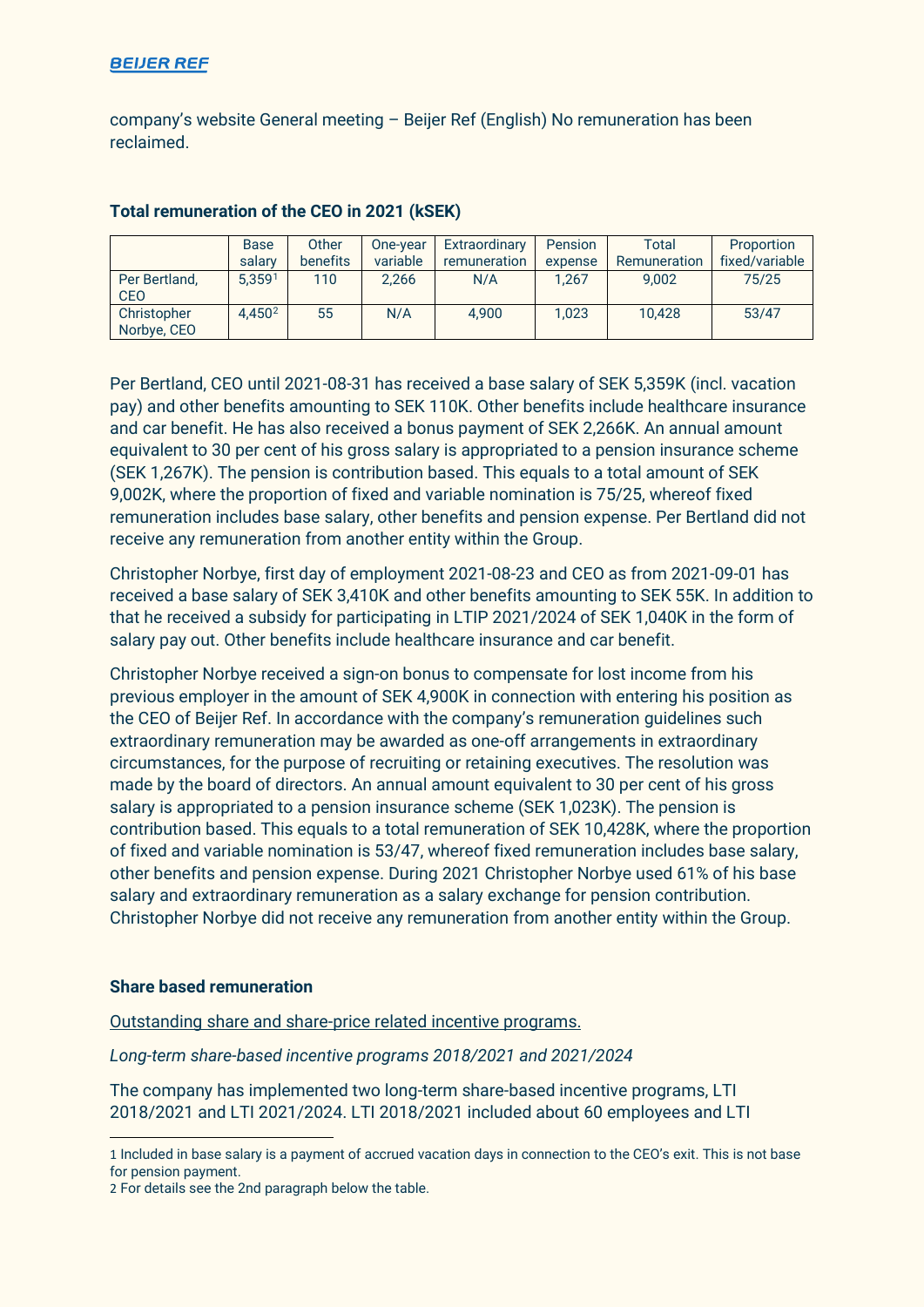company's website General meeting – Beijer Ref (English) No remuneration has been reclaimed.

**Total remuneration of the CEO in 2021 (kSEK)**

| | Base salary | Other benefits | One-year variable | Extraordinary remuneration | Pension expense | Total Remuneration | Proportion fixed/variable |
|---|---|---|---|---|---|---|---|
| Per Bertland, CEO | 5,359[1] | 110 | 2,266 | N/A | 1,267 | 9,002 | 75/25 |
| Christopher Norbye, CEO | 4,450[2] | 55 | N/A | 4,900 | 1,023 | 10,428 | 53/47 |

Per Bertland, CEO until 2021-08-31 has received a base salary of SEK 5,359K (incl. vacation pay) and other benefits amounting to SEK 110K. Other benefits include healthcare insurance and car benefit. He has also received a bonus payment of SEK 2,266K. An annual amount equivalent to 30 per cent of his gross salary is appropriated to a pension insurance scheme (SEK 1,267K). The pension is contribution based. This equals to a total amount of SEK 9,002K, where the proportion of fixed and variable nomination is 75/25, whereof fixed remuneration includes base salary, other benefits and pension expense. Per Bertland did not receive any remuneration from another entity within the Group.

Christopher Norbye, first day of employment 2021-08-23 and CEO as from 2021-09-01 has received a base salary of SEK 3,410K and other benefits amounting to SEK 55K. In addition to that he received a subsidy for participating in LTIP 2021/2024 of SEK 1,040K in the form of salary pay out. Other benefits include healthcare insurance and car benefit.

Christopher Norbye received a sign-on bonus to compensate for lost income from his previous employer in the amount of SEK 4,900K in connection with entering his position as the CEO of Beijer Ref. In accordance with the company's remuneration guidelines such extraordinary remuneration may be awarded as one-off arrangements in extraordinary circumstances, for the purpose of recruiting or retaining executives. The resolution was made by the board of directors. An annual amount equivalent to 30 per cent of his gross salary is appropriated to a pension insurance scheme (SEK 1,023K). The pension is contribution based. This equals to a total remuneration of SEK 10,428K, where the proportion of fixed and variable nomination is 53/47, whereof fixed remuneration includes base salary, other benefits and pension expense. During 2021 Christopher Norbye used 61% of his base salary and extraordinary remuneration as a salary exchange for pension contribution. Christopher Norbye did not receive any remuneration from another entity within the Group.

**Share based remuneration**

Outstanding share and share-price related incentive programs.

*Long-term share-based incentive programs 2018/2021 and 2021/2024*

The company has implemented two long-term share-based incentive programs, LTI 2018/2021 and LTI 2021/2024. LTI 2018/2021 included about 60 employees and LTI

---

1 Included in base salary is a payment of accrued vacation days in connection to the CEO's exit. This is not base for pension payment.

2 For details see the 2nd paragraph below the table.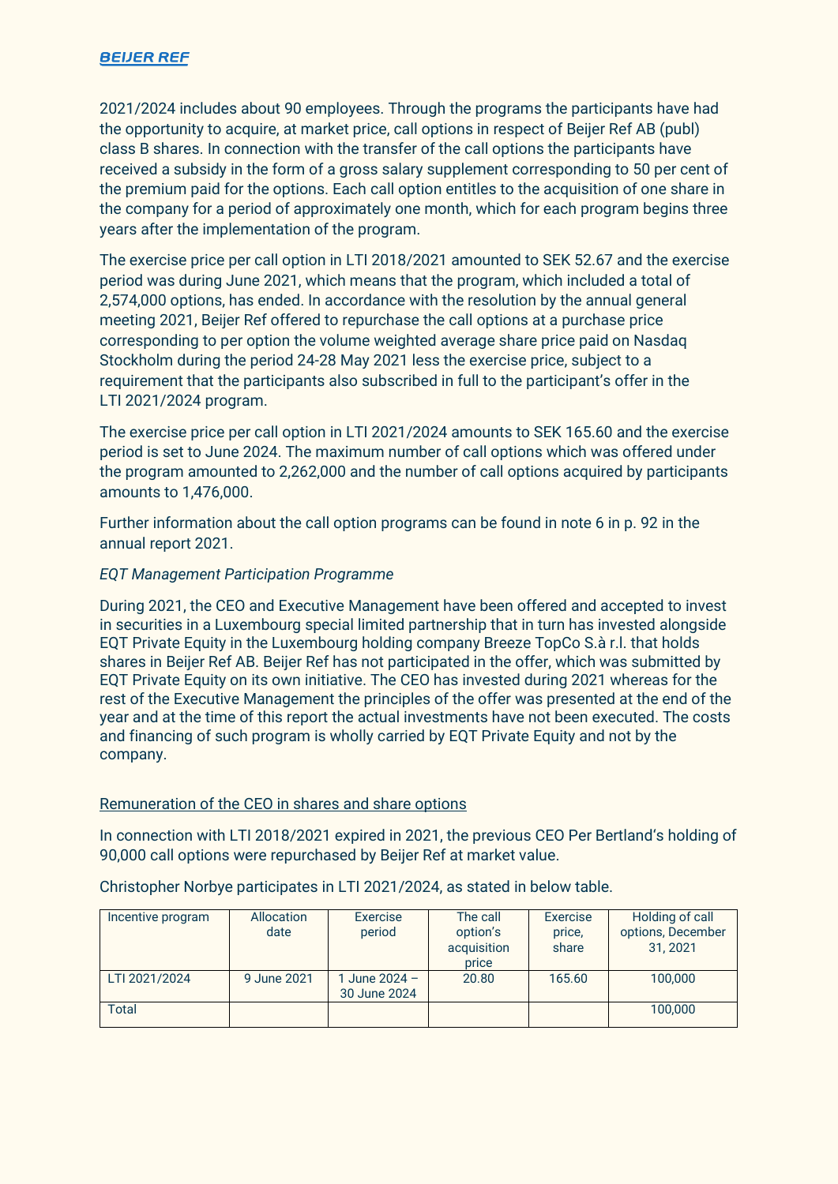2021/2024 includes about 90 employees. Through the programs the participants have had the opportunity to acquire, at market price, call options in respect of Beijer Ref AB (publ) class B shares. In connection with the transfer of the call options the participants have received a subsidy in the form of a gross salary supplement corresponding to 50 per cent of the premium paid for the options. Each call option entitles to the acquisition of one share in the company for a period of approximately one month, which for each program begins three years after the implementation of the program.

The exercise price per call option in LTI 2018/2021 amounted to SEK 52.67 and the exercise period was during June 2021, which means that the program, which included a total of 2,574,000 options, has ended. In accordance with the resolution by the annual general meeting 2021, Beijer Ref offered to repurchase the call options at a purchase price corresponding to per option the volume weighted average share price paid on Nasdaq Stockholm during the period 24-28 May 2021 less the exercise price, subject to a requirement that the participants also subscribed in full to the participant's offer in the LTI 2021/2024 program.

The exercise price per call option in LTI 2021/2024 amounts to SEK 165.60 and the exercise period is set to June 2024. The maximum number of call options which was offered under the program amounted to 2,262,000 and the number of call options acquired by participants amounts to 1,476,000.

Further information about the call option programs can be found in note 6 in p. 92 in the annual report 2021.

*EQT Management Participation Programme*

During 2021, the CEO and Executive Management have been offered and accepted to invest in securities in a Luxembourg special limited partnership that in turn has invested alongside EQT Private Equity in the Luxembourg holding company Breeze TopCo S.à r.l. that holds shares in Beijer Ref AB. Beijer Ref has not participated in the offer, which was submitted by EQT Private Equity on its own initiative. The CEO has invested during 2021 whereas for the rest of the Executive Management the principles of the offer was presented at the end of the year and at the time of this report the actual investments have not been executed. The costs and financing of such program is wholly carried by EQT Private Equity and not by the company.

## Remuneration of the CEO in shares and share options

In connection with LTI 2018/2021 expired in 2021, the previous CEO Per Bertland's holding of 90,000 call options were repurchased by Beijer Ref at market value.

Christopher Norbye participates in LTI 2021/2024, as stated in below table.

| Incentive program | Allocation date | Exercise period | The call option's acquisition price | Exercise price, share | Holding of call options, December 31, 2021 |
|---|---|---|---|---|---|
| LTI 2021/2024 | 9 June 2021 | 1 June 2024 – 30 June 2024 | 20.80 | 165.60 | 100,000 |
| Total | | | | | 100,000 |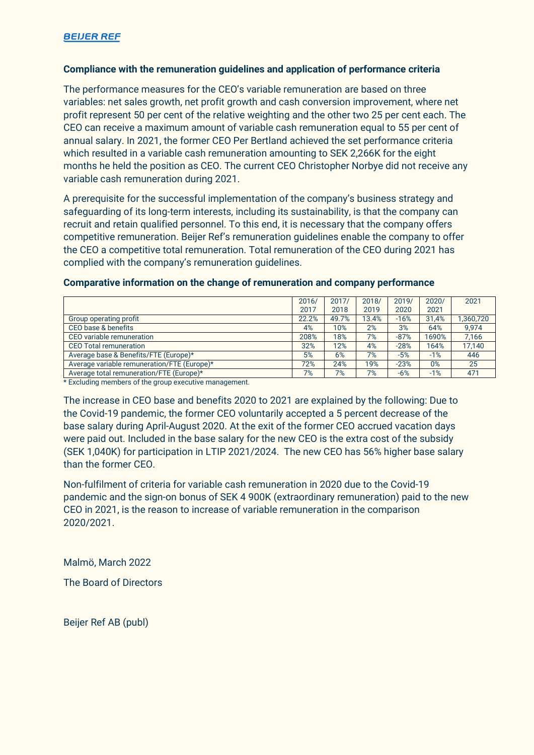**Compliance with the remuneration guidelines and application of performance criteria**

The performance measures for the CEO's variable remuneration are based on three variables: net sales growth, net profit growth and cash conversion improvement, where net profit represent 50 per cent of the relative weighting and the other two 25 per cent each. The CEO can receive a maximum amount of variable cash remuneration equal to 55 per cent of annual salary. In 2021, the former CEO Per Bertland achieved the set performance criteria which resulted in a variable cash remuneration amounting to SEK 2,266K for the eight months he held the position as CEO. The current CEO Christopher Norbye did not receive any variable cash remuneration during 2021.

A prerequisite for the successful implementation of the company's business strategy and safeguarding of its long-term interests, including its sustainability, is that the company can recruit and retain qualified personnel. To this end, it is necessary that the company offers competitive remuneration. Beijer Ref's remuneration guidelines enable the company to offer the CEO a competitive total remuneration. Total remuneration of the CEO during 2021 has complied with the company's remuneration guidelines.

**Comparative information on the change of remuneration and company performance**

| | 2016/ 2017 | 2017/ 2018 | 2018/ 2019 | 2019/ 2020 | 2020/ 2021 | 2021 |
|---|---|---|---|---|---|---|
| Group operating profit | 22.2% | 49.7% | 13.4% | -16% | 31,4% | 1,360,720 |
| CEO base & benefits | 4% | 10% | 2% | 3% | 64% | 9,974 |
| CEO variable remuneration | 208% | 18% | 7% | -87% | 1690% | 7,166 |
| CEO Total remuneration | 32% | 12% | 4% | -28% | 164% | 17,140 |
| Average base & Benefits/FTE (Europe)* | 5% | 6% | 7% | -5% | -1% | 446 |
| Average variable remuneration/FTE (Europe)* | 72% | 24% | 19% | -23% | 0% | 25 |
| Average total remuneration/FTE (Europe)* | 7% | 7% | 7% | -6% | -1% | 471 |

* Excluding members of the group executive management.

The increase in CEO base and benefits 2020 to 2021 are explained by the following: Due to the Covid-19 pandemic, the former CEO voluntarily accepted a 5 percent decrease of the base salary during April-August 2020. At the exit of the former CEO accrued vacation days were paid out. Included in the base salary for the new CEO is the extra cost of the subsidy (SEK 1,040K) for participation in LTIP 2021/2024. The new CEO has 56% higher base salary than the former CEO.

Non-fulfilment of criteria for variable cash remuneration in 2020 due to the Covid-19 pandemic and the sign-on bonus of SEK 4 900K (extraordinary remuneration) paid to the new CEO in 2021, is the reason to increase of variable remuneration in the comparison 2020/2021.

Malmö, March 2022

The Board of Directors

Beijer Ref AB (publ)